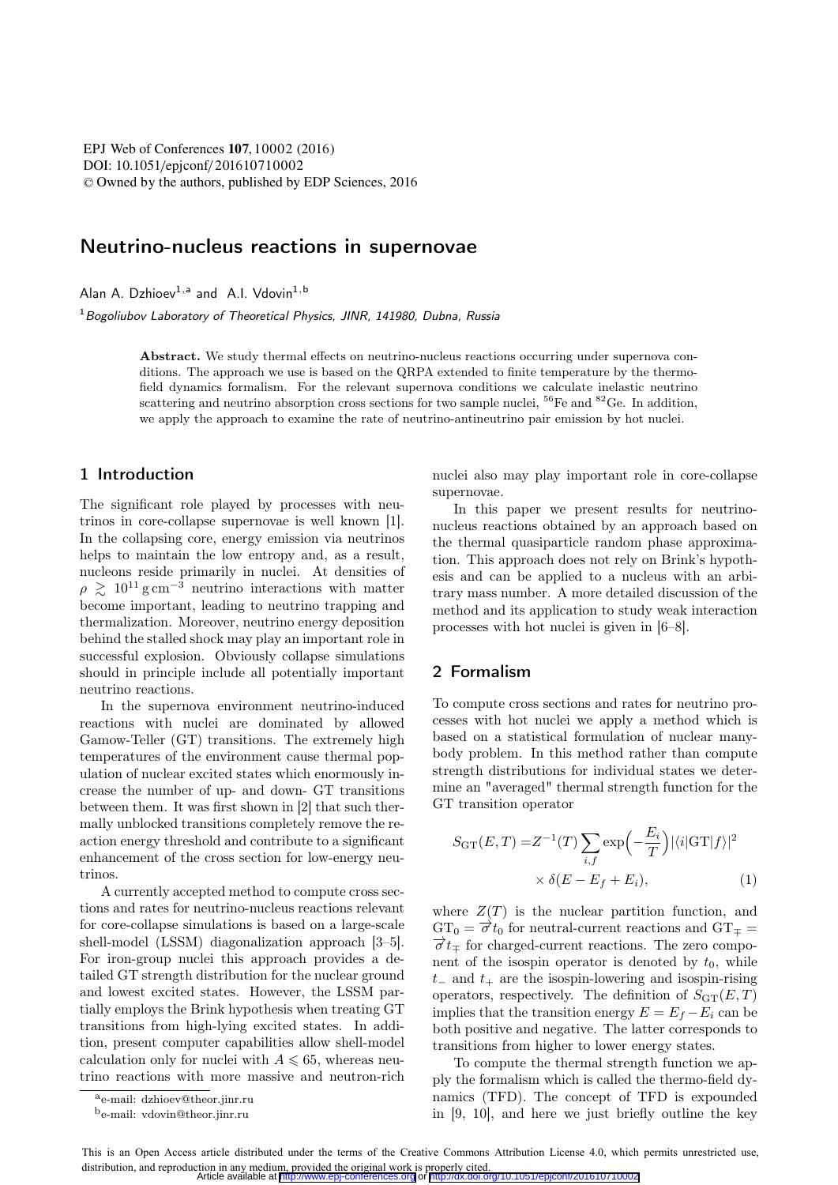# Neutrino-nucleus reactions in supernovae

Alan A. Dzhioev[1,a] and A.I. Vdovin[1,b]

[1] *Bogoliubov Laboratory of Theoretical Physics, JINR, 141980, Dubna, Russia*

**Abstract.** We study thermal effects on neutrino-nucleus reactions occurring under supernova conditions. The approach we use is based on the QRPA extended to finite temperature by the thermofield dynamics formalism. For the relevant supernova conditions we calculate inelastic neutrino scattering and neutrino absorption cross sections for two sample nuclei, $^{56}$Fe and $^{82}$Ge. In addition, we apply the approach to examine the rate of neutrino-antineutrino pair emission by hot nuclei.

## 1 Introduction

The significant role played by processes with neutrinos in core-collapse supernovae is well known [1]. In the collapsing core, energy emission via neutrinos helps to maintain the low entropy and, as a result, nucleons reside primarily in nuclei. At densities of $\rho \gtrsim 10^{11}\,\mathrm{g\,cm^{-3}}$ neutrino interactions with matter become important, leading to neutrino trapping and thermalization. Moreover, neutrino energy deposition behind the stalled shock may play an important role in successful explosion. Obviously collapse simulations should in principle include all potentially important neutrino reactions.

In the supernova environment neutrino-induced reactions with nuclei are dominated by allowed Gamow-Teller (GT) transitions. The extremely high temperatures of the environment cause thermal population of nuclear excited states which enormously increase the number of up- and down- GT transitions between them. It was first shown in [2] that such thermally unblocked transitions completely remove the reaction energy threshold and contribute to a significant enhancement of the cross section for low-energy neutrinos.

A currently accepted method to compute cross sections and rates for neutrino-nucleus reactions relevant for core-collapse simulations is based on a large-scale shell-model (LSSM) diagonalization approach [3–5]. For iron-group nuclei this approach provides a detailed GT strength distribution for the nuclear ground and lowest excited states. However, the LSSM partially employs the Brink hypothesis when treating GT transitions from high-lying excited states. In addition, present computer capabilities allow shell-model calculation only for nuclei with $A \leqslant 65$, whereas neutrino reactions with more massive and neutron-rich nuclei also may play important role in core-collapse supernovae.

In this paper we present results for neutrino-nucleus reactions obtained by an approach based on the thermal quasiparticle random phase approximation. This approach does not rely on Brink's hypothesis and can be applied to a nucleus with an arbitrary mass number. A more detailed discussion of the method and its application to study weak interaction processes with hot nuclei is given in [6–8].

## 2 Formalism

To compute cross sections and rates for neutrino processes with hot nuclei we apply a method which is based on a statistical formulation of nuclear many-body problem. In this method rather than compute strength distributions for individual states we determine an "averaged" thermal strength function for the GT transition operator

$$S_{\mathrm{GT}}(E,T) = Z^{-1}(T)\sum_{i,f}\exp\Big(-\frac{E_i}{T}\Big)|\langle i|\mathrm{GT}|f\rangle|^2 \times \delta(E - E_f + E_i), \qquad (1)$$

where $Z(T)$ is the nuclear partition function, and $\mathrm{GT}_0 = \vec{\sigma} t_0$ for neutral-current reactions and $\mathrm{GT}_{\mp} = \vec{\sigma} t_{\mp}$ for charged-current reactions. The zero component of the isospin operator is denoted by $t_0$, while $t_-$ and $t_+$ are the isospin-lowering and isospin-rising operators, respectively. The definition of $S_{\mathrm{GT}}(E,T)$ implies that the transition energy $E = E_f - E_i$ can be both positive and negative. The latter corresponds to transitions from higher to lower energy states.

To compute the thermal strength function we apply the formalism which is called the thermo-field dynamics (TFD). The concept of TFD is expounded in [9, 10], and here we just briefly outline the key

[a] e-mail: dzhioev@theor.jinr.ru

[b] e-mail: vdovin@theor.jinr.ru

This is an Open Access article distributed under the terms of the Creative Commons Attribution License 4.0, which permits unrestricted use, distribution, and reproduction in any medium, provided the original work is properly cited.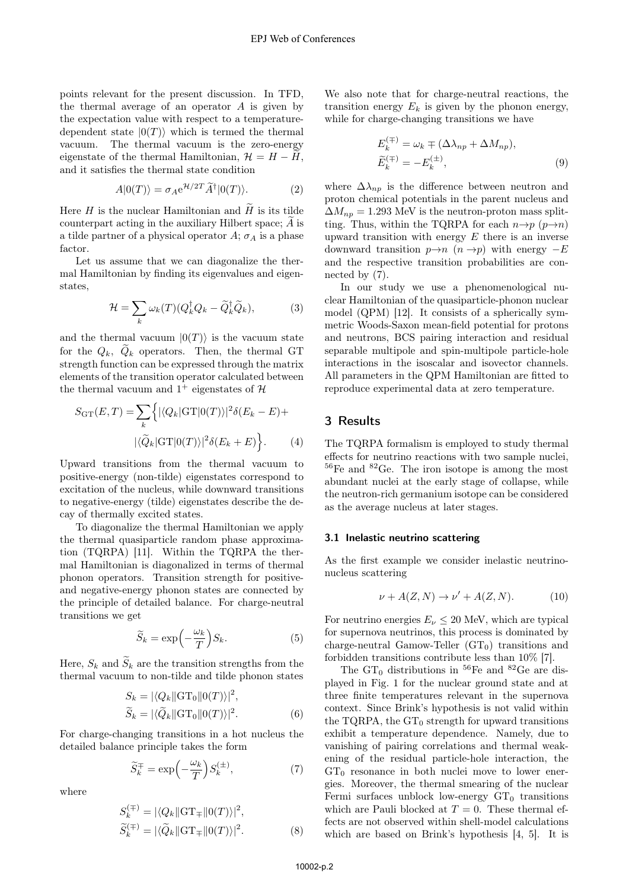points relevant for the present discussion. In TFD, the thermal average of an operator $A$ is given by the expectation value with respect to a temperature-dependent state $|0(T)\rangle$ which is termed the thermal vacuum. The thermal vacuum is the zero-energy eigenstate of the thermal Hamiltonian, $\mathcal{H} = H - \widetilde{H}$, and it satisfies the thermal state condition

$$A|0(T)\rangle = \sigma_A e^{\mathcal{H}/2T} \widetilde{A}^\dagger |0(T)\rangle. \tag{2}$$

Here $H$ is the nuclear Hamiltonian and $\widetilde{H}$ is its tilde counterpart acting in the auxiliary Hilbert space; $\widetilde{A}$ is a tilde partner of a physical operator $A$; $\sigma_A$ is a phase factor.

Let us assume that we can diagonalize the thermal Hamiltonian by finding its eigenvalues and eigenstates,

$$\mathcal{H} = \sum_k \omega_k(T)(Q_k^\dagger Q_k - \widetilde{Q}_k^\dagger \widetilde{Q}_k), \tag{3}$$

and the thermal vacuum $|0(T)\rangle$ is the vacuum state for the $Q_k$, $\widetilde{Q}_k$ operators. Then, the thermal GT strength function can be expressed through the matrix elements of the transition operator calculated between the thermal vacuum and $1^+$ eigenstates of $\mathcal{H}$

$$S_{\mathrm{GT}}(E,T) = \sum_k \Big\{ |\langle Q_k|\mathrm{GT}|0(T)\rangle|^2 \delta(E_k - E) + |\langle \widetilde{Q}_k|\mathrm{GT}|0(T)\rangle|^2 \delta(E_k + E) \Big\}. \tag{4}$$

Upward transitions from the thermal vacuum to positive-energy (non-tilde) eigenstates correspond to excitation of the nucleus, while downward transitions to negative-energy (tilde) eigenstates describe the decay of thermally excited states.

To diagonalize the thermal Hamiltonian we apply the thermal quasiparticle random phase approximation (TQRPA) [11]. Within the TQRPA the thermal Hamiltonian is diagonalized in terms of thermal phonon operators. Transition strength for positive- and negative-energy phonon states are connected by the principle of detailed balance. For charge-neutral transitions we get

$$\widetilde{S}_k = \exp\Big(-\frac{\omega_k}{T}\Big) S_k. \tag{5}$$

Here, $S_k$ and $\widetilde{S}_k$ are the transition strengths from the thermal vacuum to non-tilde and tilde phonon states

$$S_k = |\langle Q_k \| \mathrm{GT}_0 \| 0(T)\rangle|^2, \quad \widetilde{S}_k = |\langle \widetilde{Q}_k \| \mathrm{GT}_0 \| 0(T)\rangle|^2. \tag{6}$$

For charge-changing transitions in a hot nucleus the detailed balance principle takes the form

$$\widetilde{S}_k^{\mp} = \exp\Big(-\frac{\omega_k}{T}\Big) S_k^{(\pm)}, \tag{7}$$

where

$$S_k^{(\mp)} = |\langle Q_k \| \mathrm{GT}_\mp \| 0(T)\rangle|^2, \quad \widetilde{S}_k^{(\mp)} = |\langle \widetilde{Q}_k \| \mathrm{GT}_\mp \| 0(T)\rangle|^2. \tag{8}$$

We also note that for charge-neutral reactions, the transition energy $E_k$ is given by the phonon energy, while for charge-changing transitions we have

$$E_k^{(\mp)} = \omega_k \mp (\Delta\lambda_{np} + \Delta M_{np}), \quad \widetilde{E}_k^{(\mp)} = -E_k^{(\pm)}, \tag{9}$$

where $\Delta\lambda_{np}$ is the difference between neutron and proton chemical potentials in the parent nucleus and $\Delta M_{np} = 1.293$ MeV is the neutron-proton mass splitting. Thus, within the TQRPA for each $n{\to}p$ ($p{\to}n$) upward transition with energy $E$ there is an inverse downward transition $p{\to}n$ ($n{\to}p$) with energy $-E$ and the respective transition probabilities are connected by (7).

In our study we use a phenomenological nuclear Hamiltonian of the quasiparticle-phonon nuclear model (QPM) [12]. It consists of a spherically symmetric Woods-Saxon mean-field potential for protons and neutrons, BCS pairing interaction and residual separable multipole and spin-multipole particle-hole interactions in the isoscalar and isovector channels. All parameters in the QPM Hamiltonian are fitted to reproduce experimental data at zero temperature.

## 3 Results

The TQRPA formalism is employed to study thermal effects for neutrino reactions with two sample nuclei, $^{56}$Fe and $^{82}$Ge. The iron isotope is among the most abundant nuclei at the early stage of collapse, while the neutron-rich germanium isotope can be considered as the average nucleus at later stages.

### 3.1 Inelastic neutrino scattering

As the first example we consider inelastic neutrino-nucleus scattering

$$\nu + A(Z,N) \to \nu' + A(Z,N). \tag{10}$$

For neutrino energies $E_\nu \leq 20$ MeV, which are typical for supernova neutrinos, this process is dominated by charge-neutral Gamow-Teller ($\mathrm{GT}_0$) transitions and forbidden transitions contribute less than 10% [7].

The $\mathrm{GT}_0$ distributions in $^{56}$Fe and $^{82}$Ge are displayed in Fig. 1 for the nuclear ground state and at three finite temperatures relevant in the supernova context. Since Brink's hypothesis is not valid within the TQRPA, the $\mathrm{GT}_0$ strength for upward transitions exhibit a temperature dependence. Namely, due to vanishing of pairing correlations and thermal weakening of the residual particle-hole interaction, the $\mathrm{GT}_0$ resonance in both nuclei move to lower energies. Moreover, the thermal smearing of the nuclear Fermi surfaces unblock low-energy $\mathrm{GT}_0$ transitions which are Pauli blocked at $T = 0$. These thermal effects are not observed within shell-model calculations which are based on Brink's hypothesis [4, 5]. It is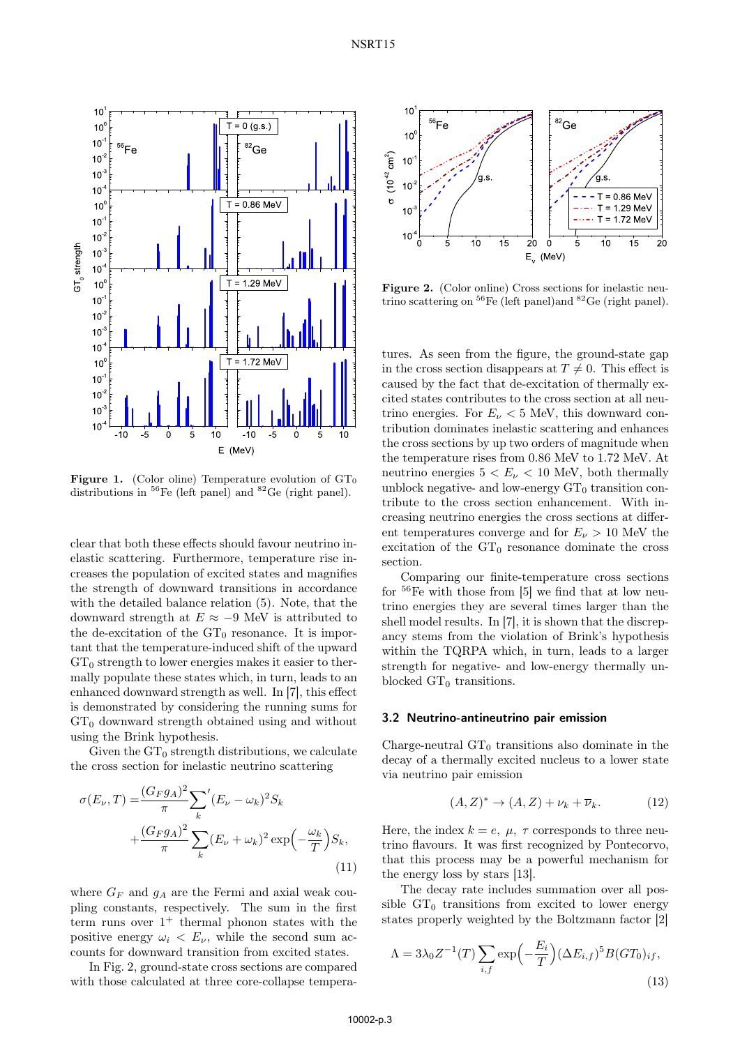Figure 1. (Color oline) Temperature evolution of $GT_0$ distributions in $^{56}$Fe (left panel) and $^{82}$Ge (right panel).

Figure 2. (Color online) Cross sections for inelastic neutrino scattering on $^{56}$Fe (left panel)and $^{82}$Ge (right panel).

clear that both these effects should favour neutrino inelastic scattering. Furthermore, temperature rise increases the population of excited states and magnifies the strength of downward transitions in accordance with the detailed balance relation (5). Note, that the downward strength at $E \approx -9$ MeV is attributed to the de-excitation of the $GT_0$ resonance. It is important that the temperature-induced shift of the upward $GT_0$ strength to lower energies makes it easier to thermally populate these states which, in turn, leads to an enhanced downward strength as well. In [7], this effect is demonstrated by considering the running sums for $GT_0$ downward strength obtained using and without using the Brink hypothesis.

Given the $GT_0$ strength distributions, we calculate the cross section for inelastic neutrino scattering

$$
\begin{aligned}
\sigma(E_\nu, T) =& \frac{(G_F g_A)^2}{\pi} {\sum_k}' (E_\nu - \omega_k)^2 S_k \\
&+ \frac{(G_F g_A)^2}{\pi} \sum_k (E_\nu + \omega_k)^2 \exp\Big(-\frac{\omega_k}{T}\Big) S_k,
\end{aligned}
\tag{11}
$$

where $G_F$ and $g_A$ are the Fermi and axial weak coupling constants, respectively. The sum in the first term runs over $1^+$ thermal phonon states with the positive energy $\omega_i < E_\nu$, while the second sum accounts for downward transition from excited states.

In Fig. 2, ground-state cross sections are compared with those calculated at three core-collapse temperatures. As seen from the figure, the ground-state gap in the cross section disappears at $T \neq 0$. This effect is caused by the fact that de-excitation of thermally excited states contributes to the cross section at all neutrino energies. For $E_\nu < 5$ MeV, this downward contribution dominates inelastic scattering and enhances the cross sections by up two orders of magnitude when the temperature rises from 0.86 MeV to 1.72 MeV. At neutrino energies $5 < E_\nu < 10$ MeV, both thermally unblock negative- and low-energy $GT_0$ transition contribute to the cross section enhancement. With increasing neutrino energies the cross sections at different temperatures converge and for $E_\nu > 10$ MeV the excitation of the $GT_0$ resonance dominate the cross section.

Comparing our finite-temperature cross sections for $^{56}$Fe with those from [5] we find that at low neutrino energies they are several times larger than the shell model results. In [7], it is shown that the discrepancy stems from the violation of Brink's hypothesis within the TQRPA which, in turn, leads to a larger strength for negative- and low-energy thermally unblocked $GT_0$ transitions.

### 3.2 Neutrino-antineutrino pair emission

Charge-neutral $GT_0$ transitions also dominate in the decay of a thermally excited nucleus to a lower state via neutrino pair emission

$$
(A, Z)^* \rightarrow (A, Z) + \nu_k + \overline{\nu}_k. \tag{12}
$$

Here, the index $k = e,\ \mu,\ \tau$ corresponds to three neutrino flavours. It was first recognized by Pontecorvo, that this process may be a powerful mechanism for the energy loss by stars [13].

The decay rate includes summation over all possible $GT_0$ transitions from excited to lower energy states properly weighted by the Boltzmann factor [2]

$$
\Lambda = 3\lambda_0 Z^{-1}(T) \sum_{i,f} \exp\Big(-\frac{E_i}{T}\Big) (\Delta E_{i,f})^5 B(GT_0)_{if}, \tag{13}
$$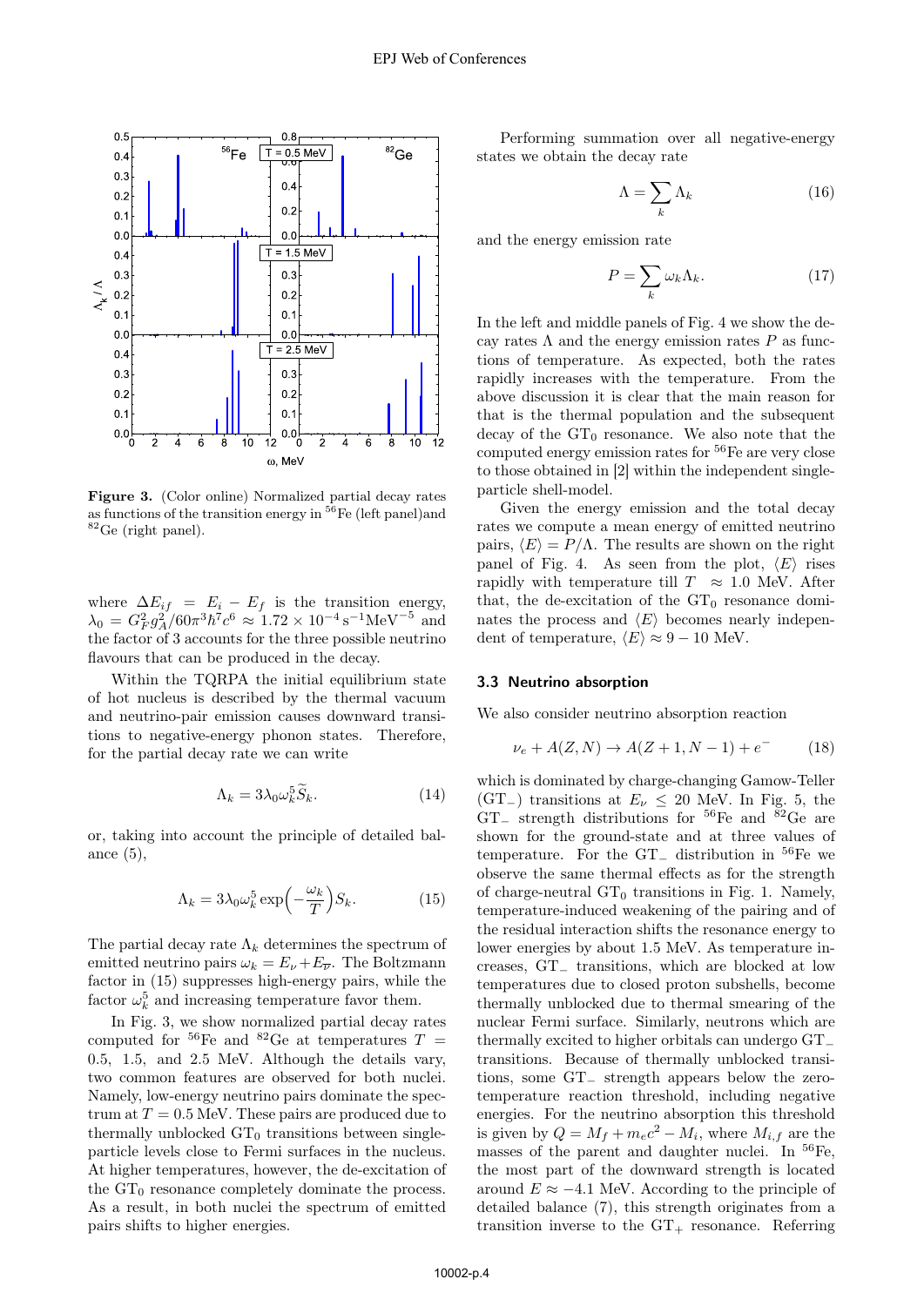**Figure 3.** (Color online) Normalized partial decay rates as functions of the transition energy in $^{56}$Fe (left panel)and $^{82}$Ge (right panel).

where $\Delta E_{if} = E_i - E_f$ is the transition energy, $\lambda_0 = G_F^2 g_A^2/60\pi^3\hbar^7c^6 \approx 1.72\times10^{-4}\,\mathrm{s}^{-1}\mathrm{MeV}^{-5}$ and the factor of 3 accounts for the three possible neutrino flavours that can be produced in the decay.

Within the TQRPA the initial equilibrium state of hot nucleus is described by the thermal vacuum and neutrino-pair emission causes downward transitions to negative-energy phonon states. Therefore, for the partial decay rate we can write

$$\Lambda_k = 3\lambda_0\omega_k^5\widetilde{S}_k. \tag{14}$$

or, taking into account the principle of detailed balance (5),

$$\Lambda_k = 3\lambda_0\omega_k^5 \exp\Big(-\frac{\omega_k}{T}\Big)S_k. \tag{15}$$

The partial decay rate $\Lambda_k$ determines the spectrum of emitted neutrino pairs $\omega_k = E_\nu + E_{\overline{\nu}}$. The Boltzmann factor in (15) suppresses high-energy pairs, while the factor $\omega_k^5$ and increasing temperature favor them.

In Fig. 3, we show normalized partial decay rates computed for $^{56}$Fe and $^{82}$Ge at temperatures $T$ = 0.5, 1.5, and 2.5 MeV. Although the details vary, two common features are observed for both nuclei. Namely, low-energy neutrino pairs dominate the spectrum at $T = 0.5$ MeV. These pairs are produced due to thermally unblocked GT$_0$ transitions between single-particle levels close to Fermi surfaces in the nucleus. At higher temperatures, however, the de-excitation of the GT$_0$ resonance completely dominate the process. As a result, in both nuclei the spectrum of emitted pairs shifts to higher energies.

Performing summation over all negative-energy states we obtain the decay rate

$$\Lambda = \sum_k \Lambda_k \tag{16}$$

and the energy emission rate

$$P = \sum_k \omega_k\Lambda_k. \tag{17}$$

In the left and middle panels of Fig. 4 we show the decay rates $\Lambda$ and the energy emission rates $P$ as functions of temperature. As expected, both the rates rapidly increases with the temperature. From the above discussion it is clear that the main reason for that is the thermal population and the subsequent decay of the GT$_0$ resonance. We also note that the computed energy emission rates for $^{56}$Fe are very close to those obtained in [2] within the independent single-particle shell-model.

Given the energy emission and the total decay rates we compute a mean energy of emitted neutrino pairs, $\langle E\rangle = P/\Lambda$. The results are shown on the right panel of Fig. 4. As seen from the plot, $\langle E\rangle$ rises rapidly with temperature till $T \approx 1.0$ MeV. After that, the de-excitation of the GT$_0$ resonance dominates the process and $\langle E\rangle$ becomes nearly independent of temperature, $\langle E\rangle \approx 9-10$ MeV.

### 3.3 Neutrino absorption

We also consider neutrino absorption reaction

$$\nu_e + A(Z,N) \to A(Z+1,N-1) + e^- \tag{18}$$

which is dominated by charge-changing Gamow-Teller (GT$_-$) transitions at $E_\nu \le 20$ MeV. In Fig. 5, the GT$_-$ strength distributions for $^{56}$Fe and $^{82}$Ge are shown for the ground-state and at three values of temperature. For the GT$_-$ distribution in $^{56}$Fe we observe the same thermal effects as for the strength of charge-neutral GT$_0$ transitions in Fig. 1. Namely, temperature-induced weakening of the pairing and of the residual interaction shifts the resonance energy to lower energies by about 1.5 MeV. As temperature increases, GT$_-$ transitions, which are blocked at low temperatures due to closed proton subshells, become thermally unblocked due to thermal smearing of the nuclear Fermi surface. Similarly, neutrons which are thermally excited to higher orbitals can undergo GT$_-$ transitions. Because of thermally unblocked transitions, some GT$_-$ strength appears below the zero-temperature reaction threshold, including negative energies. For the neutrino absorption this threshold is given by $Q = M_f + m_ec^2 - M_i$, where $M_{i,f}$ are the masses of the parent and daughter nuclei. In $^{56}$Fe, the most part of the downward strength is located around $E \approx -4.1$ MeV. According to the principle of detailed balance (7), this strength originates from a transition inverse to the GT$_+$ resonance. Referring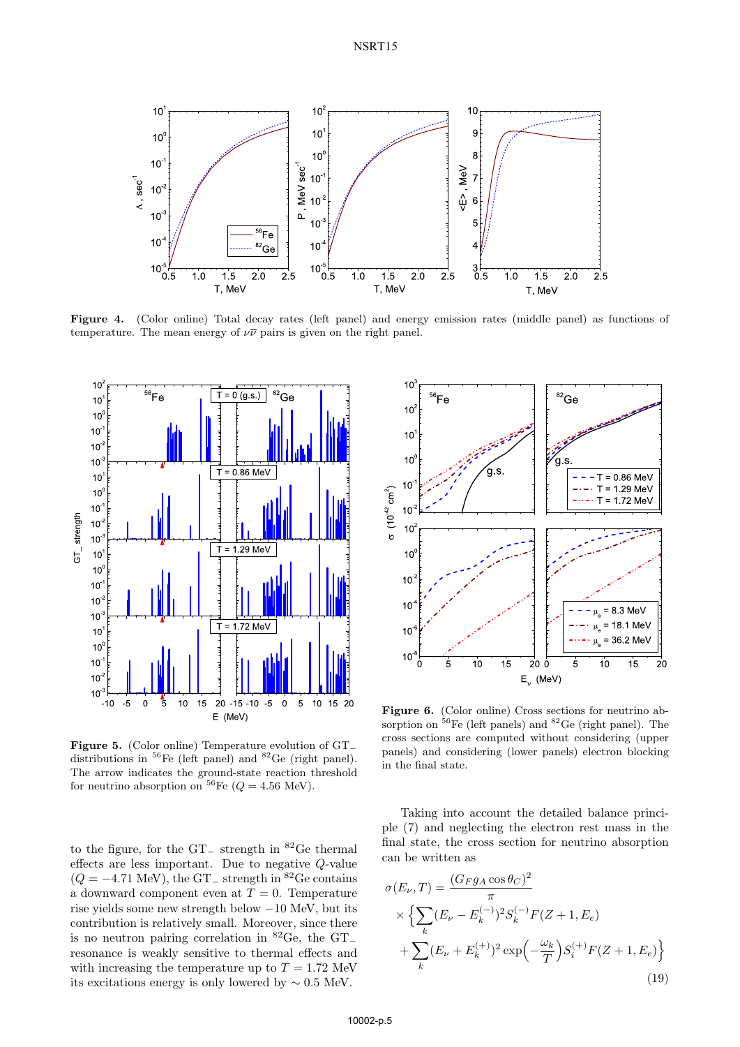**Figure 4.** (Color online) Total decay rates (left panel) and energy emission rates (middle panel) as functions of temperature. The mean energy of $\nu\bar{\nu}$ pairs is given on the right panel.

**Figure 5.** (Color online) Temperature evolution of GT$_-$ distributions in $^{56}$Fe (left panel) and $^{82}$Ge (right panel). The arrow indicates the ground-state reaction threshold for neutrino absorption on $^{56}$Fe ($Q = 4.56$ MeV).

**Figure 6.** (Color online) Cross sections for neutrino absorption on $^{56}$Fe (left panels) and $^{82}$Ge (right panel). The cross sections are computed without considering (upper panels) and considering (lower panels) electron blocking in the final state.

to the figure, for the GT$_-$ strength in $^{82}$Ge thermal effects are less important. Due to negative $Q$-value ($Q = -4.71$ MeV), the GT$_-$ strength in $^{82}$Ge contains a downward component even at $T = 0$. Temperature rise yields some new strength below $-10$ MeV, but its contribution is relatively small. Moreover, since there is no neutron pairing correlation in $^{82}$Ge, the GT$_-$ resonance is weakly sensitive to thermal effects and with increasing the temperature up to $T = 1.72$ MeV its excitations energy is only lowered by $\sim 0.5$ MeV.

Taking into account the detailed balance principle (7) and neglecting the electron rest mass in the final state, the cross section for neutrino absorption can be written as

$$
\begin{aligned}
\sigma(E_\nu, T) = &\frac{(G_F g_A \cos\theta_C)^2}{\pi} \\
&\times \Big\{ \sum_k (E_\nu - E_k^{(-)})^2 S_k^{(-)} F(Z+1, E_e) \\
&+ \sum_k (E_\nu + E_k^{(+)})^2 \exp\Big(-\frac{\omega_k}{T}\Big) S_i^{(+)} F(Z+1, E_e) \Big\}
\end{aligned}
\tag{19}
$$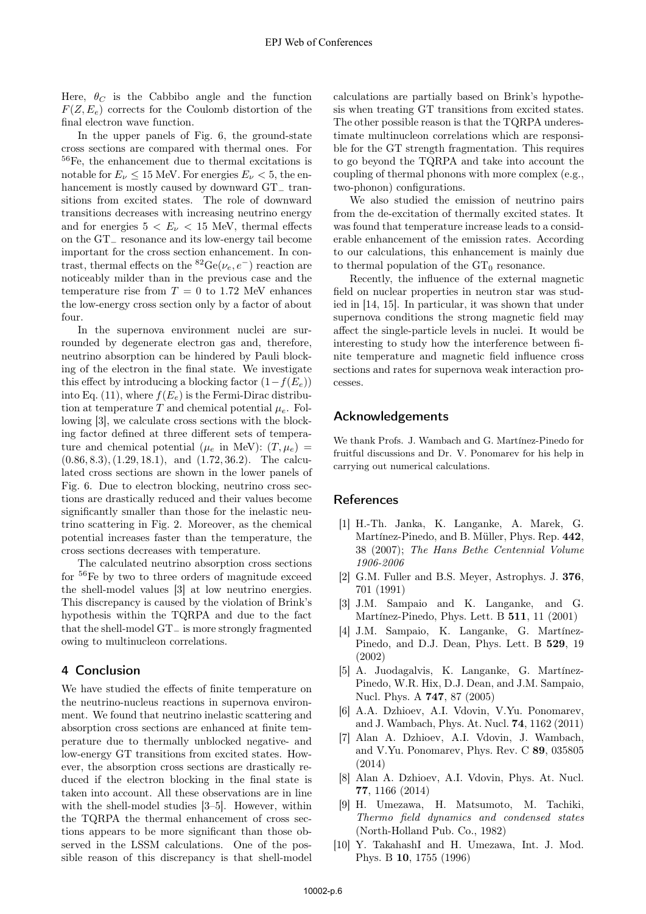Here, $\theta_C$ is the Cabbibo angle and the function $F(Z, E_e)$ corrects for the Coulomb distortion of the final electron wave function.

In the upper panels of Fig. 6, the ground-state cross sections are compared with thermal ones. For $^{56}$Fe, the enhancement due to thermal excitations is notable for $E_\nu \leq 15$ MeV. For energies $E_\nu < 5$, the enhancement is mostly caused by downward GT$_-$ transitions from excited states. The role of downward transitions decreases with increasing neutrino energy and for energies $5 < E_\nu < 15$ MeV, thermal effects on the GT$_-$ resonance and its low-energy tail become important for the cross section enhancement. In contrast, thermal effects on the $^{82}$Ge$(\nu_e, e^-)$ reaction are noticeably milder than in the previous case and the temperature rise from $T = 0$ to 1.72 MeV enhances the low-energy cross section only by a factor of about four.

In the supernova environment nuclei are surrounded by degenerate electron gas and, therefore, neutrino absorption can be hindered by Pauli blocking of the electron in the final state. We investigate this effect by introducing a blocking factor $(1 - f(E_e))$ into Eq. (11), where $f(E_e)$ is the Fermi-Dirac distribution at temperature $T$ and chemical potential $\mu_e$. Following [3], we calculate cross sections with the blocking factor defined at three different sets of temperature and chemical potential ($\mu_e$ in MeV): $(T, \mu_e) = (0.86, 8.3), (1.29, 18.1)$, and $(1.72, 36.2)$. The calculated cross sections are shown in the lower panels of Fig. 6. Due to electron blocking, neutrino cross sections are drastically reduced and their values become significantly smaller than those for the inelastic neutrino scattering in Fig. 2. Moreover, as the chemical potential increases faster than the temperature, the cross sections decreases with temperature.

The calculated neutrino absorption cross sections for $^{56}$Fe by two to three orders of magnitude exceed the shell-model values [3] at low neutrino energies. This discrepancy is caused by the violation of Brink's hypothesis within the TQRPA and due to the fact that the shell-model GT$_-$ is more strongly fragmented owing to multinucleon correlations.

## 4 Conclusion

We have studied the effects of finite temperature on the neutrino-nucleus reactions in supernova environment. We found that neutrino inelastic scattering and absorption cross sections are enhanced at finite temperature due to thermally unblocked negative- and low-energy GT transitions from excited states. However, the absorption cross sections are drastically reduced if the electron blocking in the final state is taken into account. All these observations are in line with the shell-model studies [3–5]. However, within the TQRPA the thermal enhancement of cross sections appears to be more significant than those observed in the LSSM calculations. One of the possible reason of this discrepancy is that shell-model calculations are partially based on Brink's hypothesis when treating GT transitions from excited states. The other possible reason is that the TQRPA underestimate multinucleon correlations which are responsible for the GT strength fragmentation. This requires to go beyond the TQRPA and take into account the coupling of thermal phonons with more complex (e.g., two-phonon) configurations.

We also studied the emission of neutrino pairs from the de-excitation of thermally excited states. It was found that temperature increase leads to a considerable enhancement of the emission rates. According to our calculations, this enhancement is mainly due to thermal population of the GT$_0$ resonance.

Recently, the influence of the external magnetic field on nuclear properties in neutron star was studied in [14, 15]. In particular, it was shown that under supernova conditions the strong magnetic field may affect the single-particle levels in nuclei. It would be interesting to study how the interference between finite temperature and magnetic field influence cross sections and rates for supernova weak interaction processes.

## Acknowledgements

We thank Profs. J. Wambach and G. Martínez-Pinedo for fruitful discussions and Dr. V. Ponomarev for his help in carrying out numerical calculations.

## References

[1] H.-Th. Janka, K. Langanke, A. Marek, G. Martínez-Pinedo, and B. Müller, Phys. Rep. **442**, 38 (2007); *The Hans Bethe Centennial Volume 1906-2006*

[2] G.M. Fuller and B.S. Meyer, Astrophys. J. **376**, 701 (1991)

[3] J.M. Sampaio and K. Langanke, and G. Martínez-Pinedo, Phys. Lett. B **511**, 11 (2001)

[4] J.M. Sampaio, K. Langanke, G. Martínez-Pinedo, and D.J. Dean, Phys. Lett. B **529**, 19 (2002)

[5] A. Juodagalvis, K. Langanke, G. Martínez-Pinedo, W.R. Hix, D.J. Dean, and J.M. Sampaio, Nucl. Phys. A **747**, 87 (2005)

[6] A.A. Dzhioev, A.I. Vdovin, V.Yu. Ponomarev, and J. Wambach, Phys. At. Nucl. **74**, 1162 (2011)

[7] Alan A. Dzhioev, A.I. Vdovin, J. Wambach, and V.Yu. Ponomarev, Phys. Rev. C **89**, 035805 (2014)

[8] Alan A. Dzhioev, A.I. Vdovin, Phys. At. Nucl. **77**, 1166 (2014)

[9] H. Umezawa, H. Matsumoto, M. Tachiki, *Thermo field dynamics and condensed states* (North-Holland Pub. Co., 1982)

[10] Y. TakahashI and H. Umezawa, Int. J. Mod. Phys. B **10**, 1755 (1996)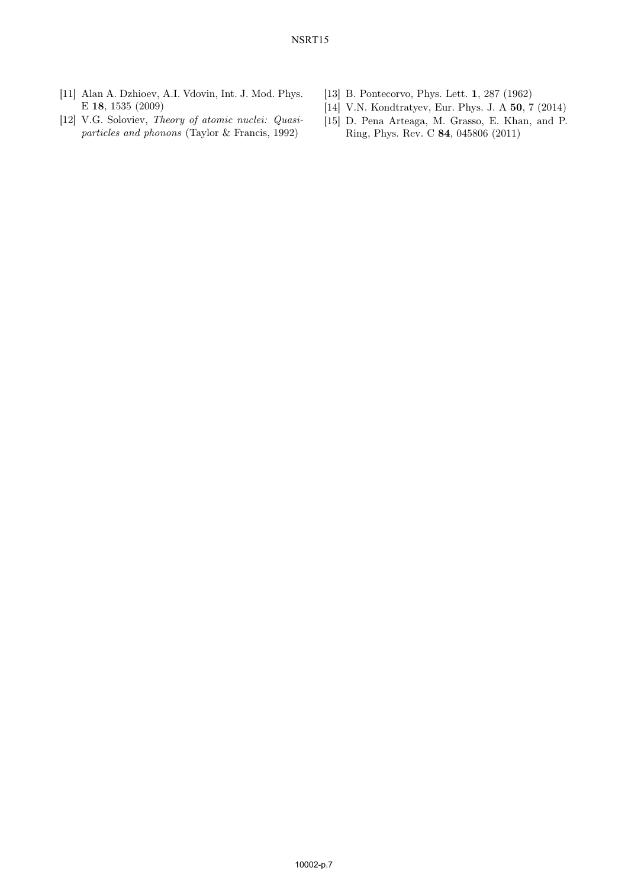[11] Alan A. Dzhioev, A.I. Vdovin, Int. J. Mod. Phys. E **18**, 1535 (2009)

[12] V.G. Soloviev, *Theory of atomic nuclei: Quasiparticles and phonons* (Taylor & Francis, 1992)

[13] B. Pontecorvo, Phys. Lett. **1**, 287 (1962)

[14] V.N. Kondtratyev, Eur. Phys. J. A **50**, 7 (2014)

[15] D. Pena Arteaga, M. Grasso, E. Khan, and P. Ring, Phys. Rev. C **84**, 045806 (2011)